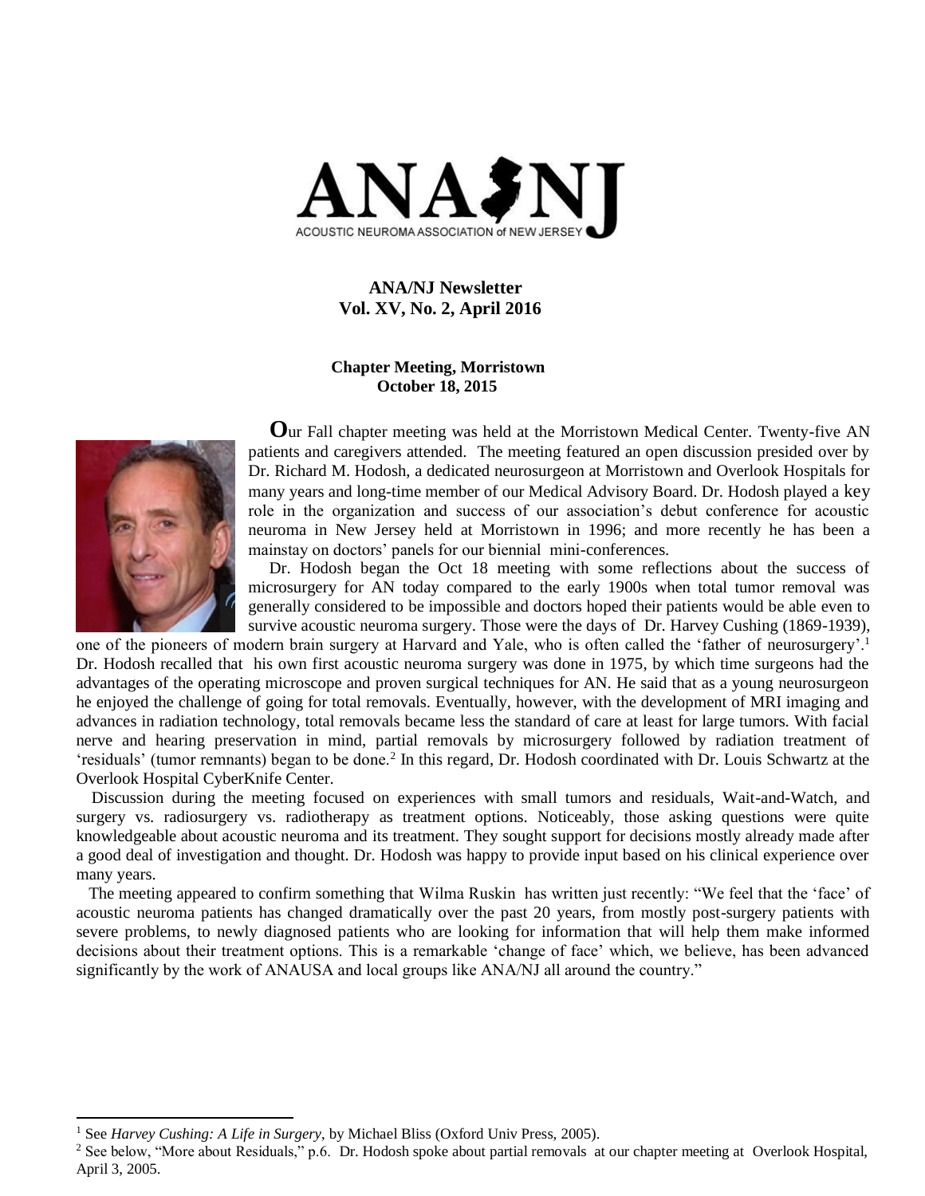ANA/NJ

ACOUSTIC NEUROMA ASSOCIATION of NEW JERSEY

**ANA/NJ Newsletter**
**Vol. XV, No. 2, April 2016**

**Chapter Meeting, Morristown**
**October 18, 2015**

**O**ur Fall chapter meeting was held at the Morristown Medical Center. Twenty-five AN patients and caregivers attended. The meeting featured an open discussion presided over by Dr. Richard M. Hodosh, a dedicated neurosurgeon at Morristown and Overlook Hospitals for many years and long-time member of our Medical Advisory Board. Dr. Hodosh played a key role in the organization and success of our association's debut conference for acoustic neuroma in New Jersey held at Morristown in 1996; and more recently he has been a mainstay on doctors' panels for our biennial mini-conferences.

Dr. Hodosh began the Oct 18 meeting with some reflections about the success of microsurgery for AN today compared to the early 1900s when total tumor removal was generally considered to be impossible and doctors hoped their patients would be able even to survive acoustic neuroma surgery. Those were the days of Dr. Harvey Cushing (1869-1939), one of the pioneers of modern brain surgery at Harvard and Yale, who is often called the 'father of neurosurgery'.[1] Dr. Hodosh recalled that his own first acoustic neuroma surgery was done in 1975, by which time surgeons had the advantages of the operating microscope and proven surgical techniques for AN. He said that as a young neurosurgeon he enjoyed the challenge of going for total removals. Eventually, however, with the development of MRI imaging and advances in radiation technology, total removals became less the standard of care at least for large tumors. With facial nerve and hearing preservation in mind, partial removals by microsurgery followed by radiation treatment of 'residuals' (tumor remnants) began to be done.[2] In this regard, Dr. Hodosh coordinated with Dr. Louis Schwartz at the Overlook Hospital CyberKnife Center.

Discussion during the meeting focused on experiences with small tumors and residuals, Wait-and-Watch, and surgery vs. radiosurgery vs. radiotherapy as treatment options. Noticeably, those asking questions were quite knowledgeable about acoustic neuroma and its treatment. They sought support for decisions mostly already made after a good deal of investigation and thought. Dr. Hodosh was happy to provide input based on his clinical experience over many years.

The meeting appeared to confirm something that Wilma Ruskin has written just recently: "We feel that the 'face' of acoustic neuroma patients has changed dramatically over the past 20 years, from mostly post-surgery patients with severe problems, to newly diagnosed patients who are looking for information that will help them make informed decisions about their treatment options. This is a remarkable 'change of face' which, we believe, has been advanced significantly by the work of ANAUSA and local groups like ANA/NJ all around the country."

---

[1] See *Harvey Cushing: A Life in Surgery*, by Michael Bliss (Oxford Univ Press, 2005).

[2] See below, "More about Residuals," p.6. Dr. Hodosh spoke about partial removals at our chapter meeting at Overlook Hospital, April 3, 2005.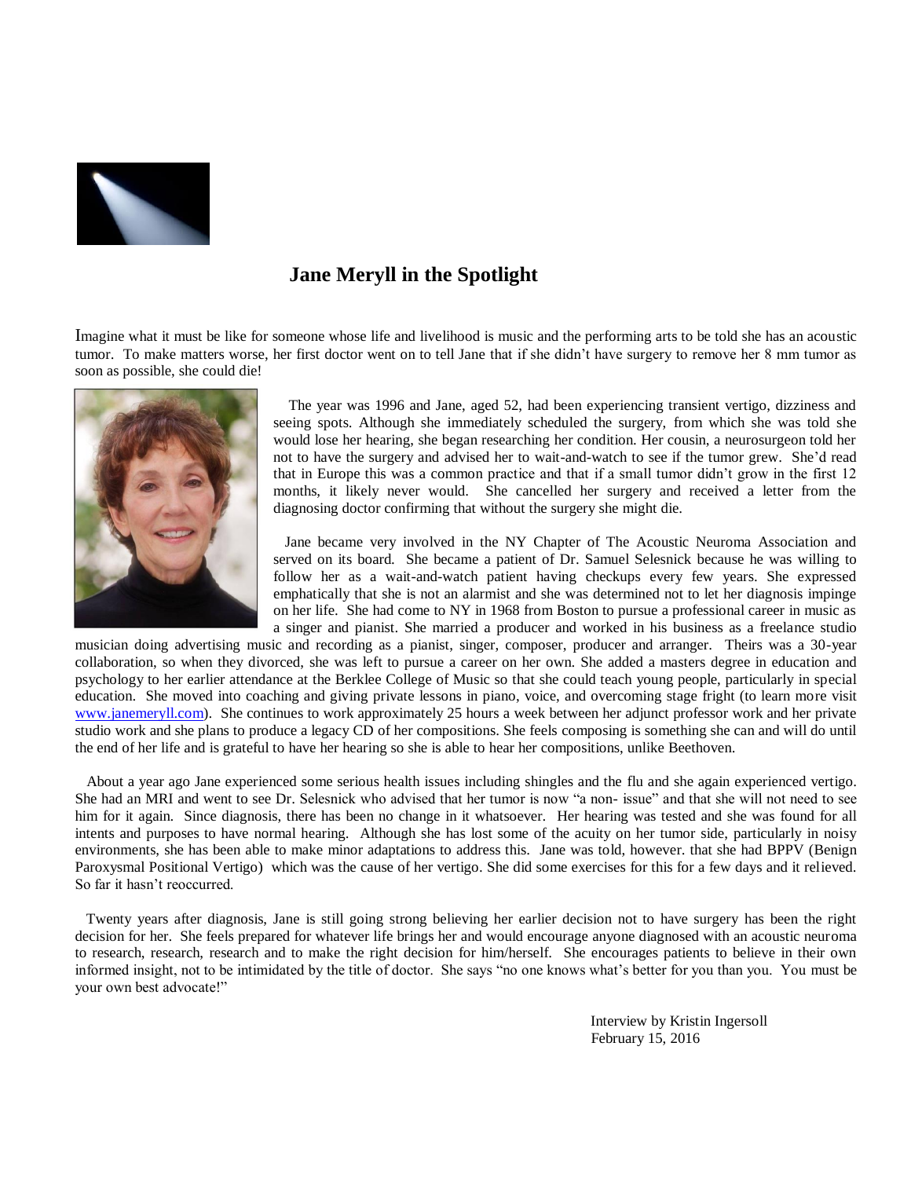## Jane Meryll in the Spotlight

Imagine what it must be like for someone whose life and livelihood is music and the performing arts to be told she has an acoustic tumor. To make matters worse, her first doctor went on to tell Jane that if she didn't have surgery to remove her 8 mm tumor as soon as possible, she could die!

The year was 1996 and Jane, aged 52, had been experiencing transient vertigo, dizziness and seeing spots. Although she immediately scheduled the surgery, from which she was told she would lose her hearing, she began researching her condition. Her cousin, a neurosurgeon told her not to have the surgery and advised her to wait-and-watch to see if the tumor grew. She'd read that in Europe this was a common practice and that if a small tumor didn't grow in the first 12 months, it likely never would. She cancelled her surgery and received a letter from the diagnosing doctor confirming that without the surgery she might die.

Jane became very involved in the NY Chapter of The Acoustic Neuroma Association and served on its board. She became a patient of Dr. Samuel Selesnick because he was willing to follow her as a wait-and-watch patient having checkups every few years. She expressed emphatically that she is not an alarmist and she was determined not to let her diagnosis impinge on her life. She had come to NY in 1968 from Boston to pursue a professional career in music as a singer and pianist. She married a producer and worked in his business as a freelance studio musician doing advertising music and recording as a pianist, singer, composer, producer and arranger. Theirs was a 30-year collaboration, so when they divorced, she was left to pursue a career on her own. She added a masters degree in education and psychology to her earlier attendance at the Berklee College of Music so that she could teach young people, particularly in special education. She moved into coaching and giving private lessons in piano, voice, and overcoming stage fright (to learn more visit [www.janemeryll.com](http://www.janemeryll.com)). She continues to work approximately 25 hours a week between her adjunct professor work and her private studio work and she plans to produce a legacy CD of her compositions. She feels composing is something she can and will do until the end of her life and is grateful to have her hearing so she is able to hear her compositions, unlike Beethoven.

About a year ago Jane experienced some serious health issues including shingles and the flu and she again experienced vertigo. She had an MRI and went to see Dr. Selesnick who advised that her tumor is now "a non- issue" and that she will not need to see him for it again. Since diagnosis, there has been no change in it whatsoever. Her hearing was tested and she was found for all intents and purposes to have normal hearing. Although she has lost some of the acuity on her tumor side, particularly in noisy environments, she has been able to make minor adaptations to address this. Jane was told, however. that she had BPPV (Benign Paroxysmal Positional Vertigo) which was the cause of her vertigo. She did some exercises for this for a few days and it relieved. So far it hasn't reoccurred.

Twenty years after diagnosis, Jane is still going strong believing her earlier decision not to have surgery has been the right decision for her. She feels prepared for whatever life brings her and would encourage anyone diagnosed with an acoustic neuroma to research, research, research and to make the right decision for him/herself. She encourages patients to believe in their own informed insight, not to be intimidated by the title of doctor. She says "no one knows what's better for you than you. You must be your own best advocate!"

Interview by Kristin Ingersoll
February 15, 2016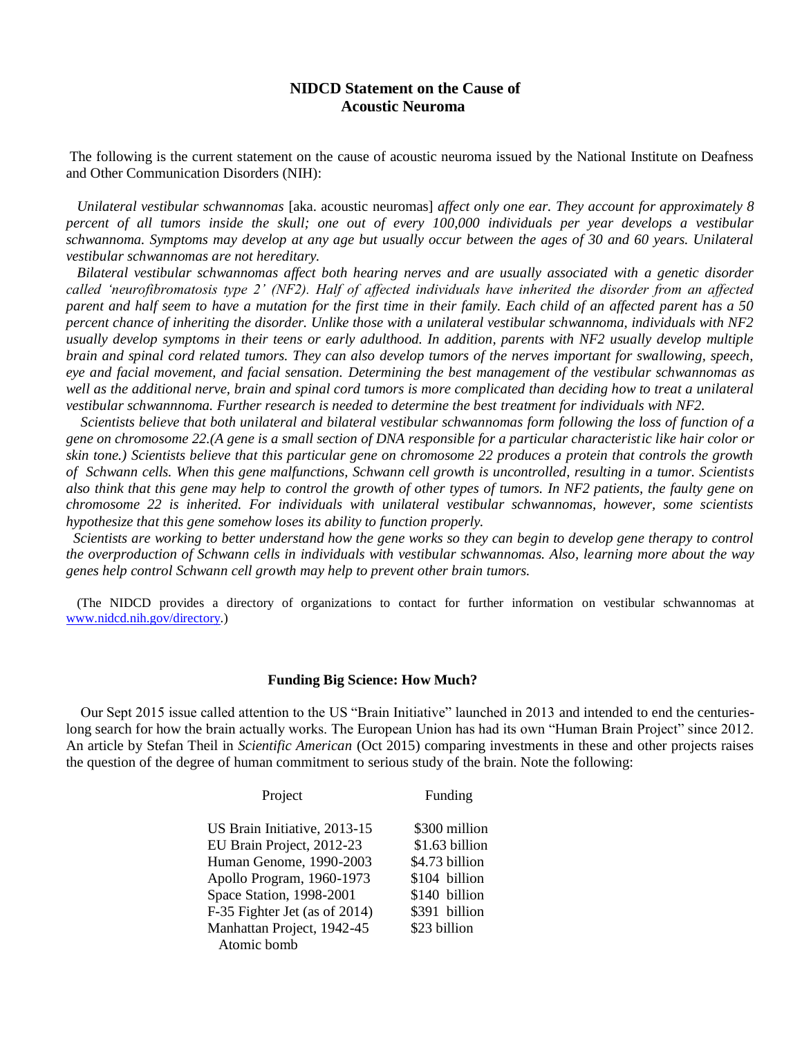## NIDCD Statement on the Cause of Acoustic Neuroma

The following is the current statement on the cause of acoustic neuroma issued by the National Institute on Deafness and Other Communication Disorders (NIH):

*Unilateral vestibular schwannomas* [aka. acoustic neuromas] *affect only one ear. They account for approximately 8 percent of all tumors inside the skull; one out of every 100,000 individuals per year develops a vestibular schwannoma. Symptoms may develop at any age but usually occur between the ages of 30 and 60 years. Unilateral vestibular schwannomas are not hereditary.*

*Bilateral vestibular schwannomas affect both hearing nerves and are usually associated with a genetic disorder called 'neurofibromatosis type 2' (NF2). Half of affected individuals have inherited the disorder from an affected parent and half seem to have a mutation for the first time in their family. Each child of an affected parent has a 50 percent chance of inheriting the disorder. Unlike those with a unilateral vestibular schwannoma, individuals with NF2 usually develop symptoms in their teens or early adulthood. In addition, parents with NF2 usually develop multiple brain and spinal cord related tumors. They can also develop tumors of the nerves important for swallowing, speech, eye and facial movement, and facial sensation. Determining the best management of the vestibular schwannomas as well as the additional nerve, brain and spinal cord tumors is more complicated than deciding how to treat a unilateral vestibular schwannnoma. Further research is needed to determine the best treatment for individuals with NF2.*

*Scientists believe that both unilateral and bilateral vestibular schwannomas form following the loss of function of a gene on chromosome 22.(A gene is a small section of DNA responsible for a particular characteristic like hair color or skin tone.) Scientists believe that this particular gene on chromosome 22 produces a protein that controls the growth of Schwann cells. When this gene malfunctions, Schwann cell growth is uncontrolled, resulting in a tumor. Scientists also think that this gene may help to control the growth of other types of tumors. In NF2 patients, the faulty gene on chromosome 22 is inherited. For individuals with unilateral vestibular schwannomas, however, some scientists hypothesize that this gene somehow loses its ability to function properly.*

*Scientists are working to better understand how the gene works so they can begin to develop gene therapy to control the overproduction of Schwann cells in individuals with vestibular schwannomas. Also, learning more about the way genes help control Schwann cell growth may help to prevent other brain tumors.*

(The NIDCD provides a directory of organizations to contact for further information on vestibular schwannomas at www.nidcd.nih.gov/directory.)

## Funding Big Science: How Much?

Our Sept 2015 issue called attention to the US "Brain Initiative" launched in 2013 and intended to end the centuries-long search for how the brain actually works. The European Union has had its own "Human Brain Project" since 2012. An article by Stefan Theil in *Scientific American* (Oct 2015) comparing investments in these and other projects raises the question of the degree of human commitment to serious study of the brain. Note the following:

| Project | Funding |
|---|---|
| US Brain Initiative, 2013-15 | $300 million |
| EU Brain Project, 2012-23 | $1.63 billion |
| Human Genome, 1990-2003 | $4.73 billion |
| Apollo Program, 1960-1973 | $104 billion |
| Space Station, 1998-2001 | $140 billion |
| F-35 Fighter Jet (as of 2014) | $391 billion |
| Manhattan Project, 1942-45 Atomic bomb | $23 billion |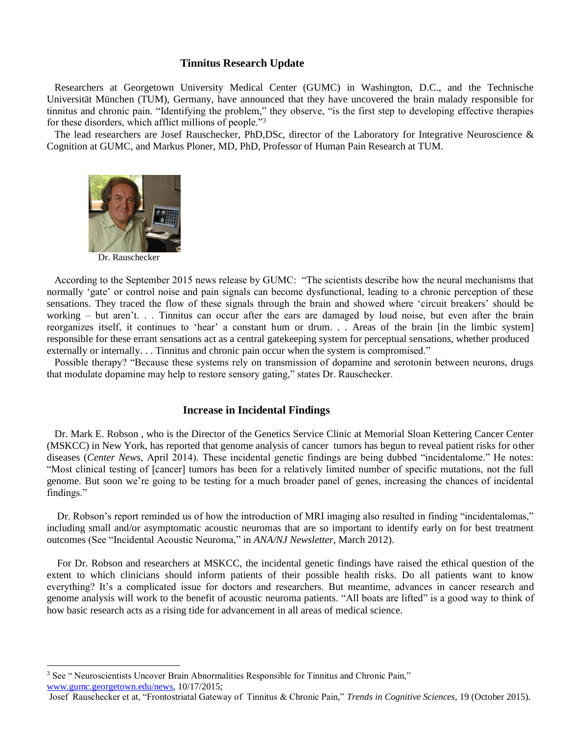## Tinnitus Research Update

Researchers at Georgetown University Medical Center (GUMC) in Washington, D.C., and the Technische Universität München (TUM), Germany, have announced that they have uncovered the brain malady responsible for tinnitus and chronic pain. "Identifying the problem," they observe, "is the first step to developing effective therapies for these disorders, which afflict millions of people."[3]

The lead researchers are Josef Rauschecker, PhD,DSc, director of the Laboratory for Integrative Neuroscience & Cognition at GUMC, and Markus Ploner, MD, PhD, Professor of Human Pain Research at TUM.

Dr. Rauschecker

According to the September 2015 news release by GUMC: "The scientists describe how the neural mechanisms that normally 'gate' or control noise and pain signals can become dysfunctional, leading to a chronic perception of these sensations. They traced the flow of these signals through the brain and showed where 'circuit breakers' should be working – but aren't. . . Tinnitus can occur after the ears are damaged by loud noise, but even after the brain reorganizes itself, it continues to 'hear' a constant hum or drum. . . Areas of the brain [in the limbic system] responsible for these errant sensations act as a central gatekeeping system for perceptual sensations, whether produced externally or internally. . . Tinnitus and chronic pain occur when the system is compromised."

Possible therapy? "Because these systems rely on transmission of dopamine and serotonin between neurons, drugs that modulate dopamine may help to restore sensory gating," states Dr. Rauschecker.

## Increase in Incidental Findings

Dr. Mark E. Robson , who is the Director of the Genetics Service Clinic at Memorial Sloan Kettering Cancer Center (MSKCC) in New York, has reported that genome analysis of cancer tumors has begun to reveal patient risks for other diseases (*Center News*, April 2014). These incidental genetic findings are being dubbed "incidentalome." He notes: "Most clinical testing of [cancer] tumors has been for a relatively limited number of specific mutations, not the full genome. But soon we're going to be testing for a much broader panel of genes, increasing the chances of incidental findings."

Dr. Robson's report reminded us of how the introduction of MRI imaging also resulted in finding "incidentalomas," including small and/or asymptomatic acoustic neuromas that are so important to identify early on for best treatment outcomes (See "Incidental Acoustic Neuroma," in *ANA/NJ Newsletter*, March 2012).

For Dr. Robson and researchers at MSKCC, the incidental genetic findings have raised the ethical question of the extent to which clinicians should inform patients of their possible health risks. Do all patients want to know everything? It's a complicated issue for doctors and researchers. But meantime, advances in cancer research and genome analysis will work to the benefit of acoustic neuroma patients. "All boats are lifted" is a good way to think of how basic research acts as a rising tide for advancement in all areas of medical science.

---

[3] See " Neuroscientists Uncover Brain Abnormalities Responsible for Tinnitus and Chronic Pain," www.gumc.georgetown.edu/news, 10/17/2015;
Josef Rauschecker et at, "Frontostriatal Gateway of Tinnitus & Chronic Pain," *Trends in Cognitive Sciences*, 19 (October 2015).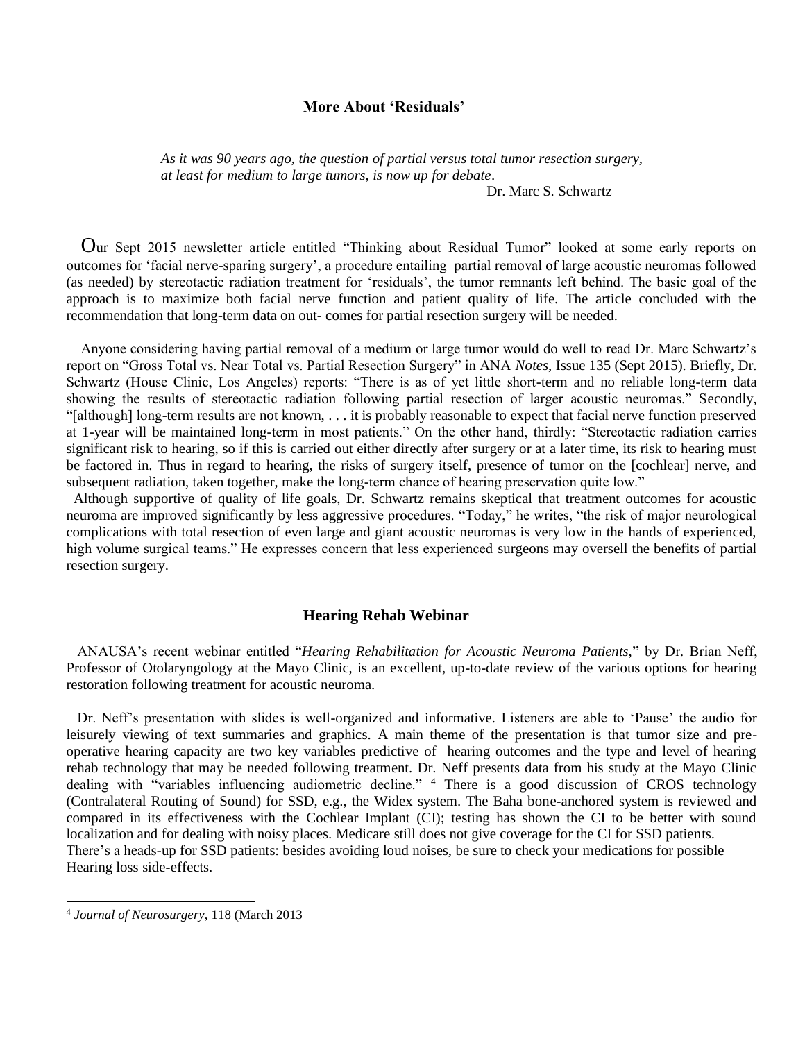## More About 'Residuals'

> *As it was 90 years ago, the question of partial versus total tumor resection surgery, at least for medium to large tumors, is now up for debate*.
>
> Dr. Marc S. Schwartz

Our Sept 2015 newsletter article entitled "Thinking about Residual Tumor" looked at some early reports on outcomes for 'facial nerve-sparing surgery', a procedure entailing partial removal of large acoustic neuromas followed (as needed) by stereotactic radiation treatment for 'residuals', the tumor remnants left behind. The basic goal of the approach is to maximize both facial nerve function and patient quality of life. The article concluded with the recommendation that long-term data on out- comes for partial resection surgery will be needed.

Anyone considering having partial removal of a medium or large tumor would do well to read Dr. Marc Schwartz's report on "Gross Total vs. Near Total vs. Partial Resection Surgery" in ANA *Notes*, Issue 135 (Sept 2015). Briefly, Dr. Schwartz (House Clinic, Los Angeles) reports: "There is as of yet little short-term and no reliable long-term data showing the results of stereotactic radiation following partial resection of larger acoustic neuromas." Secondly, "[although] long-term results are not known, . . . it is probably reasonable to expect that facial nerve function preserved at 1-year will be maintained long-term in most patients." On the other hand, thirdly: "Stereotactic radiation carries significant risk to hearing, so if this is carried out either directly after surgery or at a later time, its risk to hearing must be factored in. Thus in regard to hearing, the risks of surgery itself, presence of tumor on the [cochlear] nerve, and subsequent radiation, taken together, make the long-term chance of hearing preservation quite low."

Although supportive of quality of life goals, Dr. Schwartz remains skeptical that treatment outcomes for acoustic neuroma are improved significantly by less aggressive procedures. "Today," he writes, "the risk of major neurological complications with total resection of even large and giant acoustic neuromas is very low in the hands of experienced, high volume surgical teams." He expresses concern that less experienced surgeons may oversell the benefits of partial resection surgery.

## Hearing Rehab Webinar

ANAUSA's recent webinar entitled "*Hearing Rehabilitation for Acoustic Neuroma Patients,*" by Dr. Brian Neff, Professor of Otolaryngology at the Mayo Clinic, is an excellent, up-to-date review of the various options for hearing restoration following treatment for acoustic neuroma.

Dr. Neff's presentation with slides is well-organized and informative. Listeners are able to 'Pause' the audio for leisurely viewing of text summaries and graphics. A main theme of the presentation is that tumor size and pre-operative hearing capacity are two key variables predictive of hearing outcomes and the type and level of hearing rehab technology that may be needed following treatment. Dr. Neff presents data from his study at the Mayo Clinic dealing with "variables influencing audiometric decline." [4] There is a good discussion of CROS technology (Contralateral Routing of Sound) for SSD, e.g., the Widex system. The Baha bone-anchored system is reviewed and compared in its effectiveness with the Cochlear Implant (CI); testing has shown the CI to be better with sound localization and for dealing with noisy places. Medicare still does not give coverage for the CI for SSD patients. There's a heads-up for SSD patients: besides avoiding loud noises, be sure to check your medications for possible Hearing loss side-effects.

---

[4] *Journal of Neurosurgery*, 118 (March 2013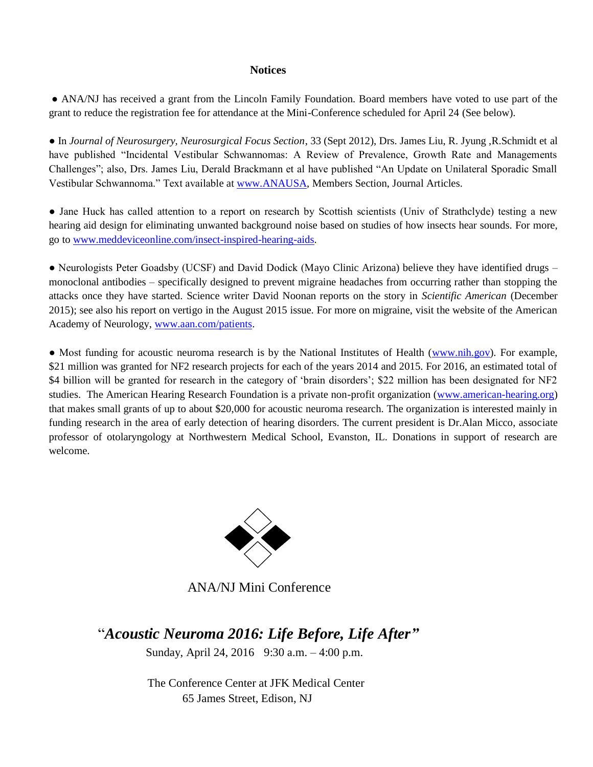## Notices

● ANA/NJ has received a grant from the Lincoln Family Foundation. Board members have voted to use part of the grant to reduce the registration fee for attendance at the Mini-Conference scheduled for April 24 (See below).

● In *Journal of Neurosurgery, Neurosurgical Focus Section*, 33 (Sept 2012), Drs. James Liu, R. Jyung ,R.Schmidt et al have published "Incidental Vestibular Schwannomas: A Review of Prevalence, Growth Rate and Managements Challenges"; also, Drs. James Liu, Derald Brackmann et al have published "An Update on Unilateral Sporadic Small Vestibular Schwannoma." Text available at www.ANAUSA, Members Section, Journal Articles.

● Jane Huck has called attention to a report on research by Scottish scientists (Univ of Strathclyde) testing a new hearing aid design for eliminating unwanted background noise based on studies of how insects hear sounds. For more, go to www.meddeviceonline.com/insect-inspired-hearing-aids.

● Neurologists Peter Goadsby (UCSF) and David Dodick (Mayo Clinic Arizona) believe they have identified drugs – monoclonal antibodies – specifically designed to prevent migraine headaches from occurring rather than stopping the attacks once they have started. Science writer David Noonan reports on the story in *Scientific American* (December 2015); see also his report on vertigo in the August 2015 issue. For more on migraine, visit the website of the American Academy of Neurology, www.aan.com/patients.

● Most funding for acoustic neuroma research is by the National Institutes of Health (www.nih.gov). For example, $21 million was granted for NF2 research projects for each of the years 2014 and 2015. For 2016, an estimated total of $4 billion will be granted for research in the category of 'brain disorders'; $22 million has been designated for NF2 studies. The American Hearing Research Foundation is a private non-profit organization (www.american-hearing.org) that makes small grants of up to about $20,000 for acoustic neuroma research. The organization is interested mainly in funding research in the area of early detection of hearing disorders. The current president is Dr.Alan Micco, associate professor of otolaryngology at Northwestern Medical School, Evanston, IL. Donations in support of research are welcome.

ANA/NJ Mini Conference

### "*Acoustic Neuroma 2016: Life Before, Life After*"

Sunday, April 24, 2016 9:30 a.m. – 4:00 p.m.

The Conference Center at JFK Medical Center
65 James Street, Edison, NJ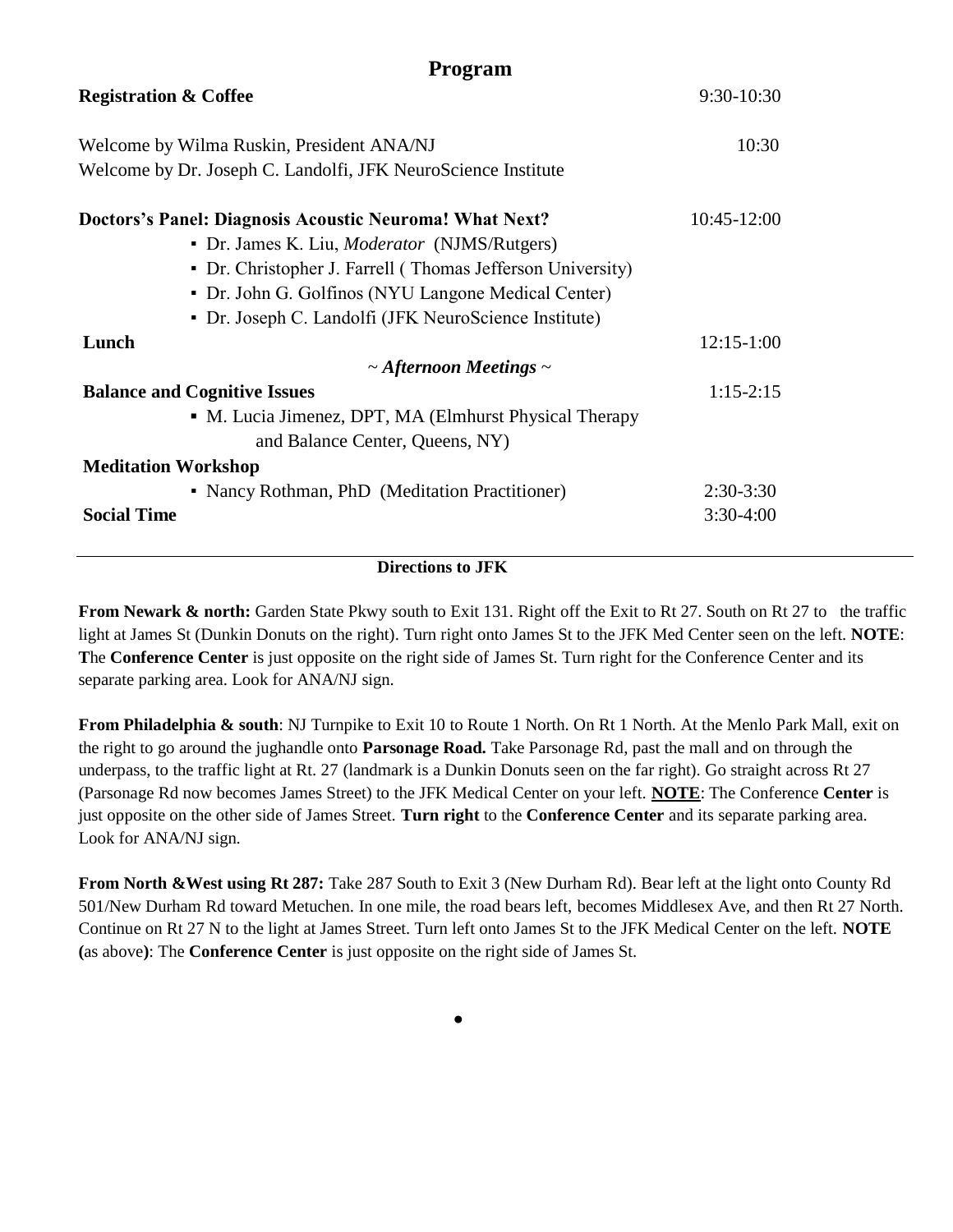# Program

| | |
|---|---|
| **Registration & Coffee** | 9:30-10:30 |
| Welcome by Wilma Ruskin, President ANA/NJ | 10:30 |
| Welcome by Dr. Joseph C. Landolfi, JFK NeuroScience Institute | |
| **Doctors's Panel: Diagnosis Acoustic Neuroma! What Next?** | 10:45-12:00 |
| ▪ Dr. James K. Liu, *Moderator* (NJMS/Rutgers) | |
| ▪ Dr. Christopher J. Farrell ( Thomas Jefferson University) | |
| ▪ Dr. John G. Golfinos (NYU Langone Medical Center) | |
| ▪ Dr. Joseph C. Landolfi (JFK NeuroScience Institute) | |
| **Lunch** | 12:15-1:00 |
| ***~ Afternoon Meetings ~*** | |
| **Balance and Cognitive Issues** | 1:15-2:15 |
| ▪ M. Lucia Jimenez, DPT, MA (Elmhurst Physical Therapy and Balance Center, Queens, NY) | |
| **Meditation Workshop** | |
| ▪ Nancy Rothman, PhD (Meditation Practitioner) | 2:30-3:30 |
| **Social Time** | 3:30-4:00 |

---

## Directions to JFK

**From Newark & north:** Garden State Pkwy south to Exit 131. Right off the Exit to Rt 27. South on Rt 27 to the traffic light at James St (Dunkin Donuts on the right). Turn right onto James St to the JFK Med Center seen on the left. **NOTE**: **T**he **Conference Center** is just opposite on the right side of James St. Turn right for the Conference Center and its separate parking area. Look for ANA/NJ sign.

**From Philadelphia & south**: NJ Turnpike to Exit 10 to Route 1 North. On Rt 1 North. At the Menlo Park Mall, exit on the right to go around the jughandle onto **Parsonage Road.** Take Parsonage Rd, past the mall and on through the underpass, to the traffic light at Rt. 27 (landmark is a Dunkin Donuts seen on the far right). Go straight across Rt 27 (Parsonage Rd now becomes James Street) to the JFK Medical Center on your left. **NOTE**: The Conference **Center** is just opposite on the other side of James Street. **Turn right** to the **Conference Center** and its separate parking area. Look for ANA/NJ sign.

**From North &West using Rt 287:** Take 287 South to Exit 3 (New Durham Rd). Bear left at the light onto County Rd 501/New Durham Rd toward Metuchen. In one mile, the road bears left, becomes Middlesex Ave, and then Rt 27 North. Continue on Rt 27 N to the light at James Street. Turn left onto James St to the JFK Medical Center on the left. **NOTE (**as above**)**: The **Conference Center** is just opposite on the right side of James St.

•